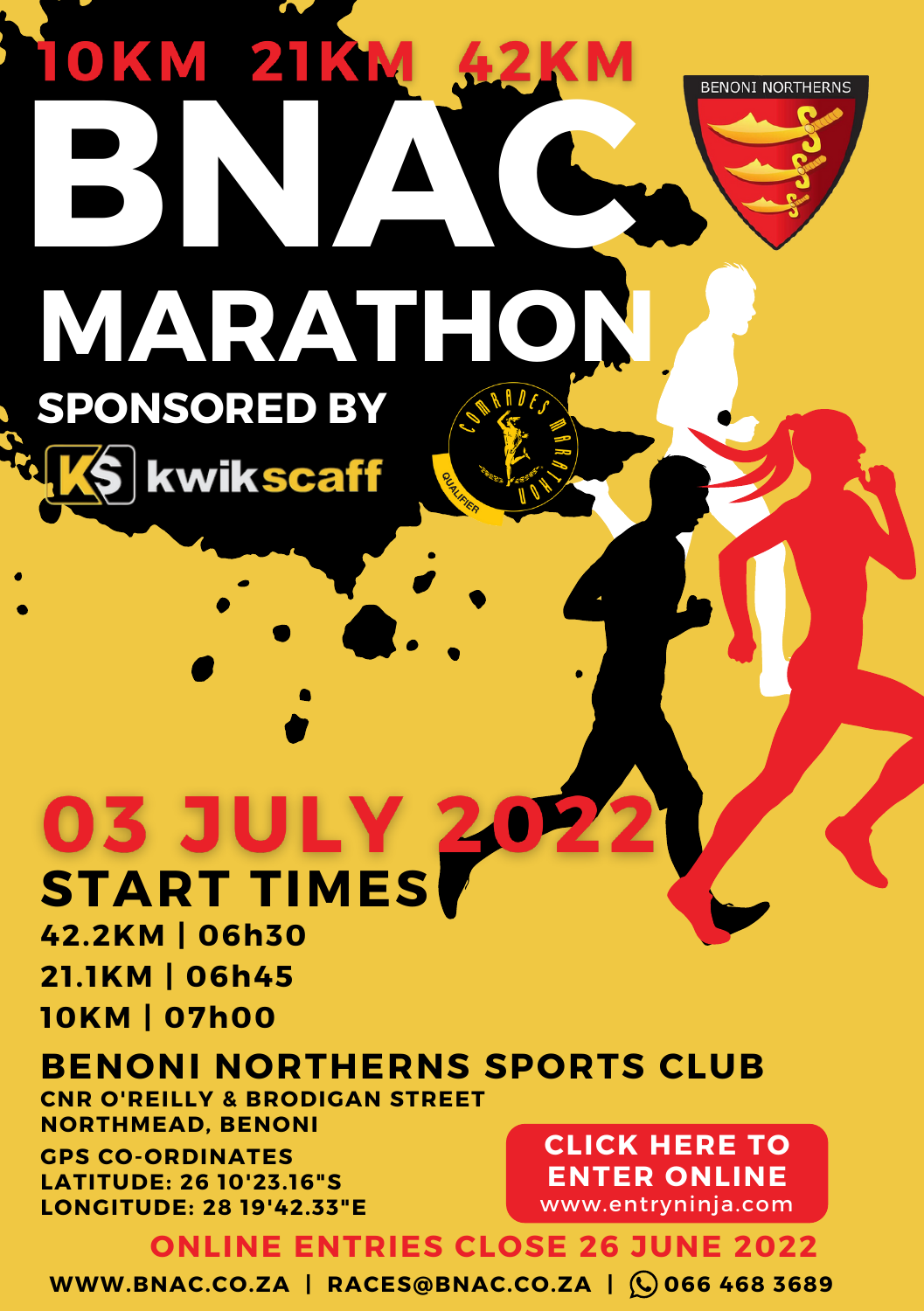# 10KM 21KM 42KM

# BNAC MARATHON

BENONI NORTHERNS

## SPONSORED BY

KS kwikscaff

COMRADES MARATHON QUALIFIER

## 03 JULY 2022

## START TIMES

**42.2KM | 06h30**

**21.1KM | 06h45**

**10KM | 07h00**

## BENONI NORTHERNS SPORTS CLUB

**CNR O'REILLY & BRODIGAN STREET**
**NORTHMEAD, BENONI**

**GPS CO-ORDINATES**
**LATITUDE: 26 10'23.16"S**
**LONGITUDE: 28 19'42.33"E**

**CLICK HERE TO ENTER ONLINE**
www.entryninja.com

**ONLINE ENTRIES CLOSE 26 JUNE 2022**

**WWW.BNAC.CO.ZA | RACES@BNAC.CO.ZA | 066 468 3689**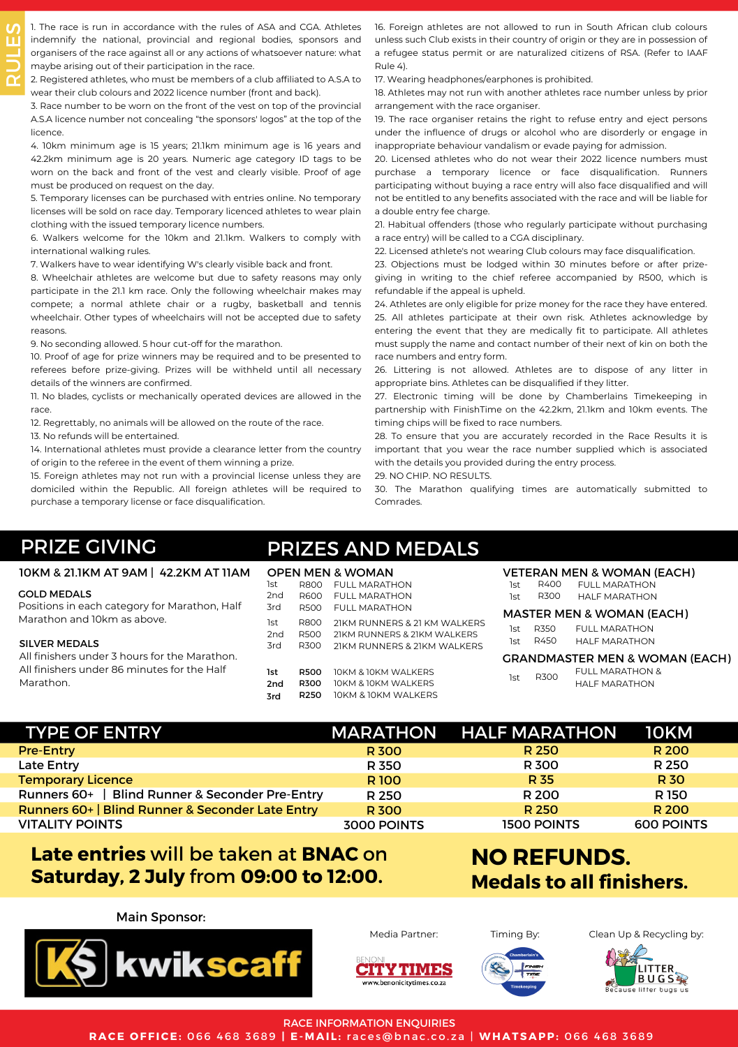# RULES

1. The race is run in accordance with the rules of ASA and CGA. Athletes indemnify the national, provincial and regional bodies, sponsors and organisers of the race against all or any actions of whatsoever nature: what maybe arising out of their participation in the race.
2. Registered athletes, who must be members of a club affiliated to A.S.A to wear their club colours and 2022 licence number (front and back).
3. Race number to be worn on the front of the vest on top of the provincial A.S.A licence number not concealing "the sponsors' logos" at the top of the licence.
4. 10km minimum age is 15 years; 21.1km minimum age is 16 years and 42.2km minimum age is 20 years. Numeric age category ID tags to be worn on the back and front of the vest and clearly visible. Proof of age must be produced on request on the day.
5. Temporary licenses can be purchased with entries online. No temporary licenses will be sold on race day. Temporary licenced athletes to wear plain clothing with the issued temporary licence numbers.
6. Walkers welcome for the 10km and 21.1km. Walkers to comply with international walking rules.
7. Walkers have to wear identifying W's clearly visible back and front.
8. Wheelchair athletes are welcome but due to safety reasons may only participate in the 21.1 km race. Only the following wheelchair makes may compete; a normal athlete chair or a rugby, basketball and tennis wheelchair. Other types of wheelchairs will not be accepted due to safety reasons.
9. No seconding allowed. 5 hour cut-off for the marathon.
10. Proof of age for prize winners may be required and to be presented to referees before prize-giving. Prizes will be withheld until all necessary details of the winners are confirmed.
11. No blades, cyclists or mechanically operated devices are allowed in the race.
12. Regrettably, no animals will be allowed on the route of the race.
13. No refunds will be entertained.
14. International athletes must provide a clearance letter from the country of origin to the referee in the event of them winning a prize.
15. Foreign athletes may not run with a provincial license unless they are domiciled within the Republic. All foreign athletes will be required to purchase a temporary license or face disqualification.
16. Foreign athletes are not allowed to run in South African club colours unless such Club exists in their country of origin or they are in possession of a refugee status permit or are naturalized citizens of RSA. (Refer to IAAF Rule 4).
17. Wearing headphones/earphones is prohibited.
18. Athletes may not run with another athletes race number unless by prior arrangement with the race organiser.
19. The race organiser retains the right to refuse entry and eject persons under the influence of drugs or alcohol who are disorderly or engage in inappropriate behaviour vandalism or evade paying for admission.
20. Licensed athletes who do not wear their 2022 licence numbers must purchase a temporary licence or face disqualification. Runners participating without buying a race entry will also face disqualified and will not be entitled to any benefits associated with the race and will be liable for a double entry fee charge.
21. Habitual offenders (those who regularly participate without purchasing a race entry) will be called to a CGA disciplinary.
22. Licensed athlete's not wearing Club colours may face disqualification.
23. Objections must be lodged within 30 minutes before or after prize-giving in writing to the chief referee accompanied by R500, which is refundable if the appeal is upheld.
24. Athletes are only eligible for prize money for the race they have entered.
25. All athletes participate at their own risk. Athletes acknowledge by entering the event that they are medically fit to participate. All athletes must supply the name and contact number of their next of kin on both the race numbers and entry form.
26. Littering is not allowed. Athletes are to dispose of any litter in appropriate bins. Athletes can be disqualified if they litter.
27. Electronic timing will be done by Chamberlains Timekeeping in partnership with FinishTime on the 42.2km, 21.1km and 10km events. The timing chips will be fixed to race numbers.
28. To ensure that you are accurately recorded in the Race Results it is important that you wear the race number supplied which is associated with the details you provided during the entry process.
29. NO CHIP. NO RESULTS.
30. The Marathon qualifying times are automatically submitted to Comrades.

## PRIZE GIVING

**10KM & 21.1KM AT 9AM | 42.2KM AT 11AM**

**GOLD MEDALS**
Positions in each category for Marathon, Half Marathon and 10km as above.

**SILVER MEDALS**
All finishers under 3 hours for the Marathon.
All finishers under 86 minutes for the Half Marathon.

## PRIZES AND MEDALS

### OPEN MEN & WOMAN

| | | |
|---|---|---|
| 1st | R800 | FULL MARATHON |
| 2nd | R600 | FULL MARATHON |
| 3rd | R500 | FULL MARATHON |
| 1st | R800 | 21KM RUNNERS & 21 KM WALKERS |
| 2nd | R500 | 21KM RUNNERS & 21KM WALKERS |
| 3rd | R300 | 21KM RUNNERS & 21KM WALKERS |
| **1st** | **R500** | 10KM & 10KM WALKERS |
| **2nd** | **R300** | 10KM & 10KM WALKERS |
| **3rd** | **R250** | 10KM & 10KM WALKERS |

### VETERAN MEN & WOMAN (EACH)

| | | |
|---|---|---|
| 1st | R400 | FULL MARATHON |
| 1st | R300 | HALF MARATHON |

### MASTER MEN & WOMAN (EACH)

| | | |
|---|---|---|
| 1st | R350 | FULL MARATHON |
| 1st | R450 | HALF MARATHON |

### GRANDMASTER MEN & WOMAN (EACH)

| | | |
|---|---|---|
| 1st | R300 | FULL MARATHON & HALF MARATHON |

| TYPE OF ENTRY | MARATHON | HALF MARATHON | 10KM |
|---|---|---|---|
| Pre-Entry | R 300 | R 250 | R 200 |
| Late Entry | R 350 | R 300 | R 250 |
| Temporary Licence | R 100 | R 35 | R 30 |
| Runners 60+ \| Blind Runner & Seconder Pre-Entry | R 250 | R 200 | R 150 |
| Runners 60+ \| Blind Runner & Seconder Late Entry | R 300 | R 250 | R 200 |
| VITALITY POINTS | 3000 POINTS | 1500 POINTS | 600 POINTS |

**Late entries** will be taken at **BNAC** on **Saturday, 2 July** from **09:00 to 12:00**.

**NO REFUNDS.**
**Medals to all finishers.**

Main Sponsor: kwikscaff

Media Partner: Benoni City Times www.benonicitytimes.co.za

Timing By: Chamberlain's Finish Time Timekeeping

Clean Up & Recycling by: Litter Bugs — Because litter bugs us

RACE INFORMATION ENQUIRIES
**RACE OFFICE:** 066 468 3689 | **E-MAIL:** races@bnac.co.za | **WHATSAPP:** 066 468 3689